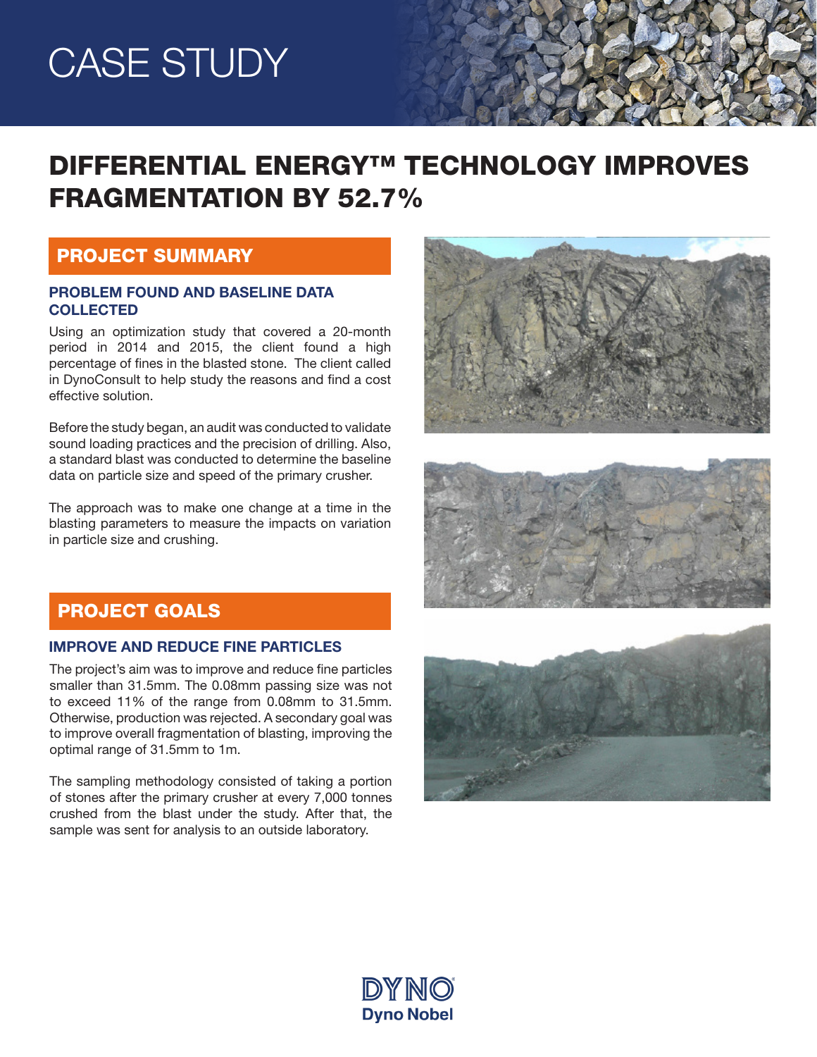# CASE STUDY

# DIFFERENTIAL ENERGY™ TECHNOLOGY IMPROVES FRAGMENTATION BY 52.7%

## PROJECT SUMMARY

### PROBLEM FOUND AND BASELINE DATA COLLECTED

Using an optimization study that covered a 20-month period in 2014 and 2015, the client found a high percentage of fines in the blasted stone. The client called in DynoConsult to help study the reasons and find a cost effective solution.

Before the study began, an audit was conducted to validate sound loading practices and the precision of drilling. Also, a standard blast was conducted to determine the baseline data on particle size and speed of the primary crusher.

The approach was to make one change at a time in the blasting parameters to measure the impacts on variation in particle size and crushing.

## PROJECT GOALS

### IMPROVE AND REDUCE FINE PARTICLES

The project's aim was to improve and reduce fine particles smaller than 31.5mm. The 0.08mm passing size was not to exceed 11% of the range from 0.08mm to 31.5mm. Otherwise, production was rejected. A secondary goal was to improve overall fragmentation of blasting, improving the optimal range of 31.5mm to 1m.

The sampling methodology consisted of taking a portion of stones after the primary crusher at every 7,000 tonnes crushed from the blast under the study. After that, the sample was sent for analysis to an outside laboratory.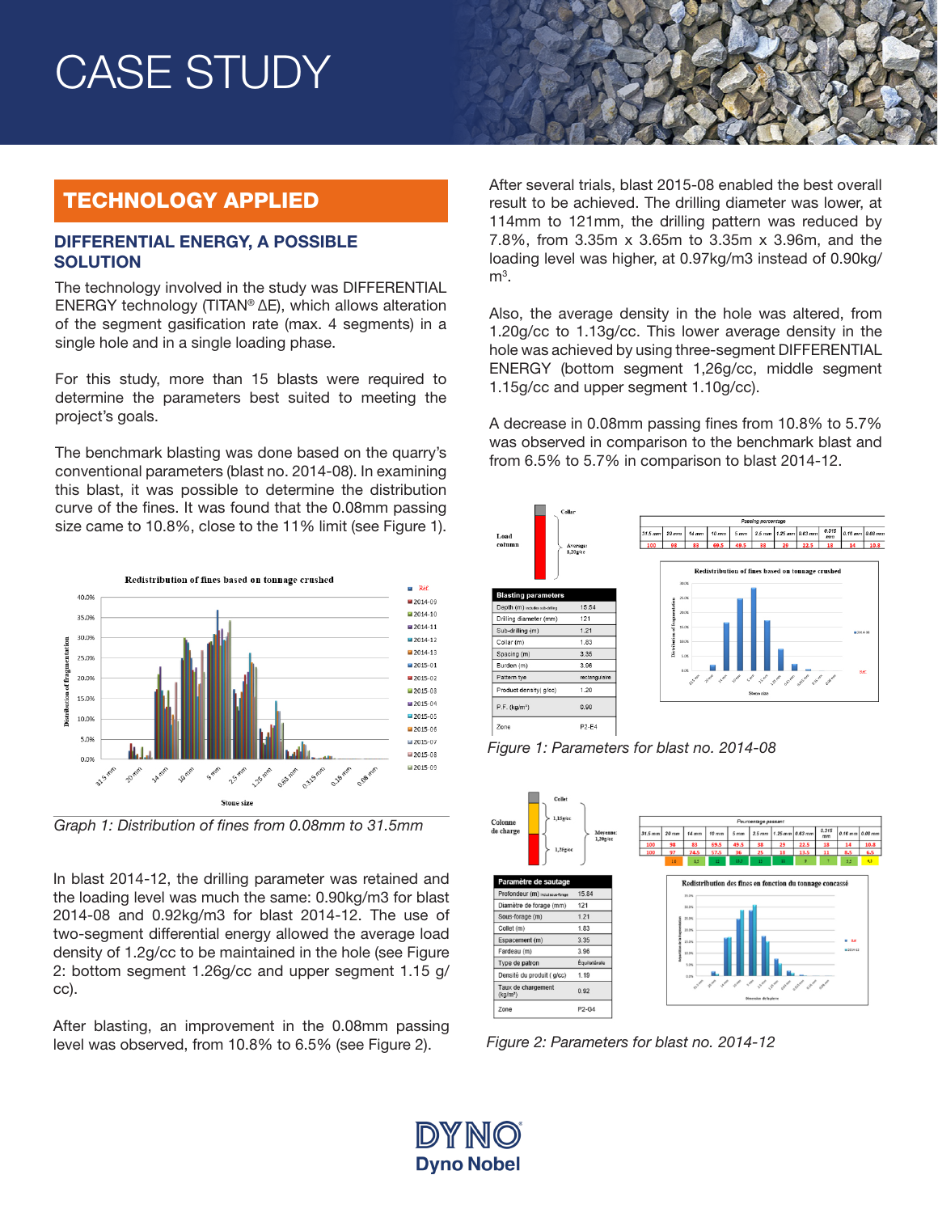# CASE STUDY

## TECHNOLOGY APPLIED

### DIFFERENTIAL ENERGY, A POSSIBLE SOLUTION

The technology involved in the study was DIFFERENTIAL ENERGY technology (TITAN® ΔE), which allows alteration of the segment gasification rate (max. 4 segments) in a single hole and in a single loading phase.

For this study, more than 15 blasts were required to determine the parameters best suited to meeting the project's goals.

The benchmark blasting was done based on the quarry's conventional parameters (blast no. 2014-08). In examining this blast, it was possible to determine the distribution curve of the fines. It was found that the 0.08mm passing size came to 10.8%, close to the 11% limit (see Figure 1).

Graph 1: Distribution of fines from 0.08mm to 31.5mm

In blast 2014-12, the drilling parameter was retained and the loading level was much the same: 0.90kg/m3 for blast 2014-08 and 0.92kg/m3 for blast 2014-12. The use of two-segment differential energy allowed the average load density of 1.2g/cc to be maintained in the hole (see Figure 2: bottom segment 1.26g/cc and upper segment 1.15 g/cc).

After blasting, an improvement in the 0.08mm passing level was observed, from 10.8% to 6.5% (see Figure 2).

After several trials, blast 2015-08 enabled the best overall result to be achieved. The drilling diameter was lower, at 114mm to 121mm, the drilling pattern was reduced by 7.8%, from 3.35m x 3.65m to 3.35m x 3.96m, and the loading level was higher, at 0.97kg/m3 instead of 0.90kg/m$^3$.

Also, the average density in the hole was altered, from 1.20g/cc to 1.13g/cc. This lower average density in the hole was achieved by using three-segment DIFFERENTIAL ENERGY (bottom segment 1,26g/cc, middle segment 1.15g/cc and upper segment 1.10g/cc).

A decrease in 0.08mm passing fines from 10.8% to 5.7% was observed in comparison to the benchmark blast and from 6.5% to 5.7% in comparison to blast 2014-12.

| Passing percentage | | | | | | | | | | | |
|---|---|---|---|---|---|---|---|---|---|---|---|
| 31.5 mm | 20 mm | 14 mm | 10 mm | 5 mm | 2.5 mm | 1.25 mm | 0.63 mm | 0.315 mm | 0.16 mm | 0.08 mm |
| 100 | 98 | 83 | 69.5 | 49.5 | 38 | 29 | 22.5 | 18 | 14 | 10.8 |

| Blasting parameters | |
|---|---|
| Depth (m) includes sub-drilling | 15.54 |
| Drilling diameter (mm) | 121 |
| Sub-drilling (m) | 1.21 |
| Collar (m) | 1.83 |
| Spacing (m) | 3.35 |
| Burden (m) | 3.96 |
| Pattern tye | rectangulaire |
| Product density( g/cc) | 1.20 |
| P.F. (kg/m³) | 0.90 |
| Zone | P2-E4 |

Figure 1: Parameters for blast no. 2014-08

| Pourcentage passant | | | | | | | | | | |
|---|---|---|---|---|---|---|---|---|---|---|
| 31.5 mm | 20 mm | 14 mm | 10 mm | 5 mm | 2.5 mm | 1.25 mm | 0.63 mm | 0.315 mm | 0.16 mm | 0.08 mm |
| 100 | 98 | 83 | 69.5 | 49.5 | 38 | 29 | 22.5 | 18 | 14 | 10.8 |
| 100 | 97 | 24.5 | 57.5 | 36 | 25 | 18 | 13.5 | 11 | 8.5 | 6.5 |

| Paramètre de sautage | |
|---|---|
| Profondeur (m) incluant sous-forage | 15.54 |
| Diamètre de forage (mm) | 121 |
| Sous-forage (m) | 1.21 |
| Collet (m) | 1.83 |
| Espacement (m) | 3.35 |
| Fardeau (m) | 3.96 |
| Type de patron | Équilatérale |
| Densité du produit ( g/cc) | 1.19 |
| Taux de chargement (kg/m³) | 0.92 |
| Zone | P2-G4 |

Figure 2: Parameters for blast no. 2014-12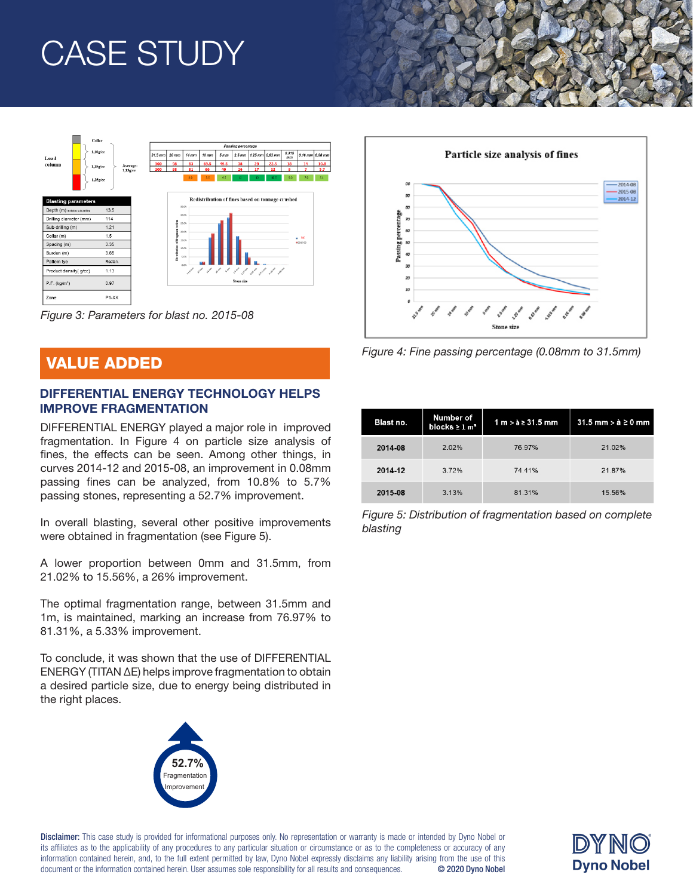# CASE STUDY

Figure 3: Parameters for blast no. 2015-08

Collar
1,10g/cc
Load column
1,15g/cc
Average: 1,13g/cc
1,25g/cc

| Passing percentage | | | | | | | | | | |
|---|---|---|---|---|---|---|---|---|---|---|
| 31.5 mm | 20 mm | 14 mm | 10 mm | 5 mm | 2.5 mm | 1.25 mm | 0.63 mm | 0.315 mm | 0.16 mm | 0.08 mm |
| 100 | 98 | 83 | 69.5 | 49.5 | 38 | 29 | 22.5 | 18 | 14 | 10.8 |
| 100 | 98 | 81 | 66 | 40 | 26 | 17 | 12 | 9 | 7 | 5.7 |
| 2.9 | 3.3 | 6.1 | 12 | 12 | 12 | 10.2 | 9.0 | 7.0 | 5.1 | |

| Blasting parameters | |
|---|---|
| Depth (m) including sub-drilling | 13.5 |
| Drilling diameter (mm) | 114 |
| Sub-drilling (m) | 1.21 |
| Collar (m) | 1.5 |
| Spacing (m) | 3.35 |
| Burden (m) | 3.65 |
| Pattern tye | Rectan. |
| Product density( g/cc) | 1.13 |
| P.F. (kg/m³) | 0.97 |
| Zone | P1-XX |

Redistribution of fines based on tonnage crushed

Distribution of fragmentation

Stone size

Particle size analysis of fines

2014-08
2015-08
2014-12

Passing percentage

Stone size

Figure 4: Fine passing percentage (0.08mm to 31.5mm)

## VALUE ADDED

### DIFFERENTIAL ENERGY TECHNOLOGY HELPS IMPROVE FRAGMENTATION

DIFFERENTIAL ENERGY played a major role in improved fragmentation. In Figure 4 on particle size analysis of fines, the effects can be seen. Among other things, in curves 2014-12 and 2015-08, an improvement in 0.08mm passing fines can be analyzed, from 10.8% to 5.7% passing stones, representing a 52.7% improvement.

In overall blasting, several other positive improvements were obtained in fragmentation (see Figure 5).

A lower proportion between 0mm and 31.5mm, from 21.02% to 15.56%, a 26% improvement.

The optimal fragmentation range, between 31.5mm and 1m, is maintained, marking an increase from 76.97% to 81.31%, a 5.33% improvement.

To conclude, it was shown that the use of DIFFERENTIAL ENERGY (TITAN ΔE) helps improve fragmentation to obtain a desired particle size, due to energy being distributed in the right places.

| Blast no. | Number of blocks ≥ 1 m³ | 1 m > à ≥ 31.5 mm | 31.5 mm > à ≥ 0 mm |
|---|---|---|---|
| 2014-08 | 2.02% | 76.97% | 21.02% |
| 2014-12 | 3.72% | 74.41% | 21.87% |
| 2015-08 | 3.13% | 81.31% | 15.56% |

Figure 5: Distribution of fragmentation based on complete blasting

52.7% Fragmentation Improvement

**Disclaimer:** This case study is provided for informational purposes only. No representation or warranty is made or intended by Dyno Nobel or its affiliates as to the applicability of any procedures to any particular situation or circumstance or as to the completeness or accuracy of any information contained herein, and, to the full extent permitted by law, Dyno Nobel expressly disclaims any liability arising from the use of this document or the information contained herein. User assumes sole responsibility for all results and consequences. © 2020 Dyno Nobel